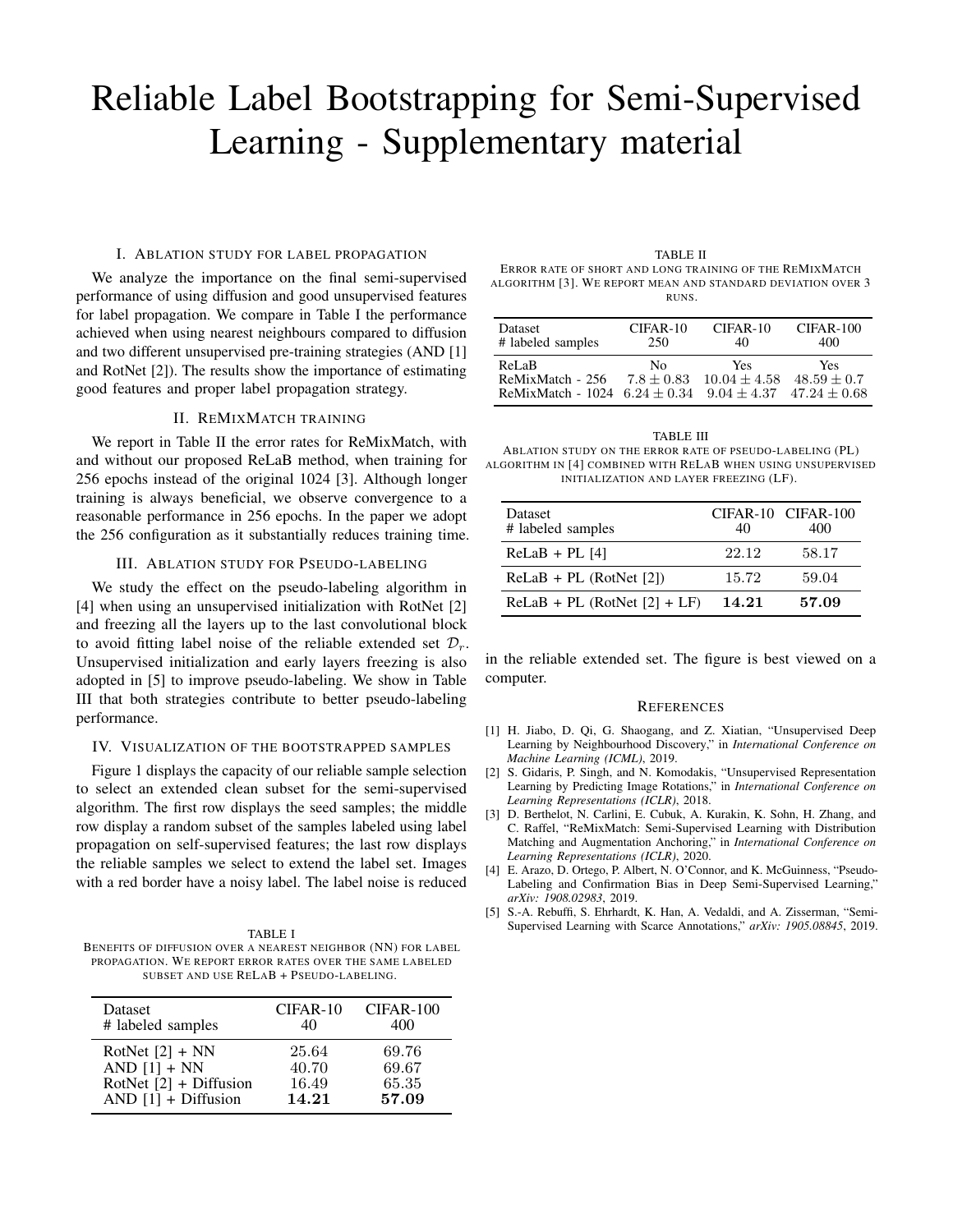# Reliable Label Bootstrapping for Semi-Supervised Learning - Supplementary material

## I. Ablation study for label propagation

We analyze the importance on the final semi-supervised performance of using diffusion and good unsupervised features for label propagation. We compare in Table I the performance achieved when using nearest neighbours compared to diffusion and two different unsupervised pre-training strategies (AND [1] and RotNet [2]). The results show the importance of estimating good features and proper label propagation strategy.

## II. ReMixMatch training

We report in Table II the error rates for ReMixMatch, with and without our proposed ReLaB method, when training for 256 epochs instead of the original 1024 [3]. Although longer training is always beneficial, we observe convergence to a reasonable performance in 256 epochs. In the paper we adopt the 256 configuration as it substantially reduces training time.

## III. Ablation study for Pseudo-labeling

We study the effect on the pseudo-labeling algorithm in [4] when using an unsupervised initialization with RotNet [2] and freezing all the layers up to the last convolutional block to avoid fitting label noise of the reliable extended set $\mathcal{D}_r$. Unsupervised initialization and early layers freezing is also adopted in [5] to improve pseudo-labeling. We show in Table III that both strategies contribute to better pseudo-labeling performance.

## IV. Visualization of the bootstrapped samples

Figure 1 displays the capacity of our reliable sample selection to select an extended clean subset for the semi-supervised algorithm. The first row displays the seed samples; the middle row display a random subset of the samples labeled using label propagation on self-supervised features; the last row displays the reliable samples we select to extend the label set. Images with a red border have a noisy label. The label noise is reduced in the reliable extended set. The figure is best viewed on a computer.

TABLE I
Benefits of diffusion over a nearest neighbor (NN) for label propagation. We report error rates over the same labeled subset and use ReLaB + Pseudo-labeling.

| Dataset<br># labeled samples | CIFAR-10<br>40 | CIFAR-100<br>400 |
|---|---|---|
| RotNet [2] + NN | 25.64 | 69.76 |
| AND [1] + NN | 40.70 | 69.67 |
| RotNet [2] + Diffusion | 16.49 | 65.35 |
| AND [1] + Diffusion | **14.21** | **57.09** |

TABLE II
Error rate of short and long training of the ReMixMatch algorithm [3]. We report mean and standard deviation over 3 runs.

| Dataset<br># labeled samples | CIFAR-10<br>250 | CIFAR-10<br>40 | CIFAR-100<br>400 |
|---|---|---|---|
| ReLaB | No | Yes | Yes |
| ReMixMatch - 256 | $7.8 \pm 0.83$ | $10.04 \pm 4.58$ | $48.59 \pm 0.7$ |
| ReMixMatch - 1024 | $6.24 \pm 0.34$ | $9.04 \pm 4.37$ | $47.24 \pm 0.68$ |

TABLE III
Ablation study on the error rate of pseudo-labeling (PL) algorithm in [4] combined with ReLaB when using unsupervised initialization and layer freezing (LF).

| Dataset<br># labeled samples | CIFAR-10<br>40 | CIFAR-100<br>400 |
|---|---|---|
| ReLaB + PL [4] | 22.12 | 58.17 |
| ReLaB + PL (RotNet [2]) | 15.72 | 59.04 |
| ReLaB + PL (RotNet [2] + LF) | **14.21** | **57.09** |

## References

[1] H. Jiabo, D. Qi, G. Shaogang, and Z. Xiatian, "Unsupervised Deep Learning by Neighbourhood Discovery," in *International Conference on Machine Learning (ICML)*, 2019.

[2] S. Gidaris, P. Singh, and N. Komodakis, "Unsupervised Representation Learning by Predicting Image Rotations," in *International Conference on Learning Representations (ICLR)*, 2018.

[3] D. Berthelot, N. Carlini, E. Cubuk, A. Kurakin, K. Sohn, H. Zhang, and C. Raffel, "ReMixMatch: Semi-Supervised Learning with Distribution Matching and Augmentation Anchoring," in *International Conference on Learning Representations (ICLR)*, 2020.

[4] E. Arazo, D. Ortego, P. Albert, N. O'Connor, and K. McGuinness, "Pseudo-Labeling and Confirmation Bias in Deep Semi-Supervised Learning," *arXiv: 1908.02983*, 2019.

[5] S.-A. Rebuffi, S. Ehrhardt, K. Han, A. Vedaldi, and A. Zisserman, "Semi-Supervised Learning with Scarce Annotations," *arXiv: 1905.08845*, 2019.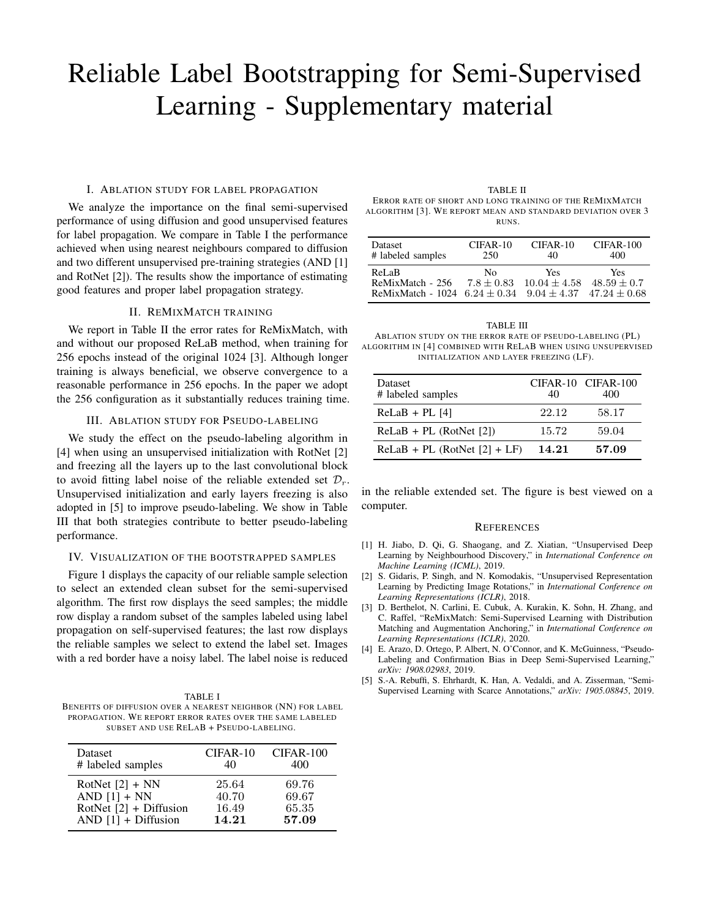# Reliable Label Bootstrapping for Semi-Supervised Learning - Supplementary material

## I. Ablation study for label propagation

We analyze the importance on the final semi-supervised performance of using diffusion and good unsupervised features for label propagation. We compare in Table I the performance achieved when using nearest neighbours compared to diffusion and two different unsupervised pre-training strategies (AND [1] and RotNet [2]). The results show the importance of estimating good features and proper label propagation strategy.

## II. ReMixMatch training

We report in Table II the error rates for ReMixMatch, with and without our proposed ReLaB method, when training for 256 epochs instead of the original 1024 [3]. Although longer training is always beneficial, we observe convergence to a reasonable performance in 256 epochs. In the paper we adopt the 256 configuration as it substantially reduces training time.

## III. Ablation study for Pseudo-labeling

We study the effect on the pseudo-labeling algorithm in [4] when using an unsupervised initialization with RotNet [2] and freezing all the layers up to the last convolutional block to avoid fitting label noise of the reliable extended set $\mathcal{D}_r$. Unsupervised initialization and early layers freezing is also adopted in [5] to improve pseudo-labeling. We show in Table III that both strategies contribute to better pseudo-labeling performance.

## IV. Visualization of the bootstrapped samples

Figure 1 displays the capacity of our reliable sample selection to select an extended clean subset for the semi-supervised algorithm. The first row displays the seed samples; the middle row display a random subset of the samples labeled using label propagation on self-supervised features; the last row displays the reliable samples we select to extend the label set. Images with a red border have a noisy label. The label noise is reduced in the reliable extended set. The figure is best viewed on a computer.

TABLE I
Benefits of diffusion over a nearest neighbor (NN) for label propagation. We report error rates over the same labeled subset and use ReLaB + Pseudo-labeling.

| Dataset<br># labeled samples | CIFAR-10<br>40 | CIFAR-100<br>400 |
|---|---|---|
| RotNet [2] + NN | 25.64 | 69.76 |
| AND [1] + NN | 40.70 | 69.67 |
| RotNet [2] + Diffusion | 16.49 | 65.35 |
| AND [1] + Diffusion | **14.21** | **57.09** |

TABLE II
Error rate of short and long training of the ReMixMatch algorithm [3]. We report mean and standard deviation over 3 runs.

| Dataset<br># labeled samples | CIFAR-10<br>250 | CIFAR-10<br>40 | CIFAR-100<br>400 |
|---|---|---|---|
| ReLaB | No | Yes | Yes |
| ReMixMatch - 256 | $7.8 \pm 0.83$ | $10.04 \pm 4.58$ | $48.59 \pm 0.7$ |
| ReMixMatch - 1024 | $6.24 \pm 0.34$ | $9.04 \pm 4.37$ | $47.24 \pm 0.68$ |

TABLE III
Ablation study on the error rate of pseudo-labeling (PL) algorithm in [4] combined with ReLaB when using unsupervised initialization and layer freezing (LF).

| Dataset<br># labeled samples | CIFAR-10<br>40 | CIFAR-100<br>400 |
|---|---|---|
| ReLaB + PL [4] | 22.12 | 58.17 |
| ReLaB + PL (RotNet [2]) | 15.72 | 59.04 |
| ReLaB + PL (RotNet [2] + LF) | **14.21** | **57.09** |

## References

[1] H. Jiabo, D. Qi, G. Shaogang, and Z. Xiatian, "Unsupervised Deep Learning by Neighbourhood Discovery," in *International Conference on Machine Learning (ICML)*, 2019.

[2] S. Gidaris, P. Singh, and N. Komodakis, "Unsupervised Representation Learning by Predicting Image Rotations," in *International Conference on Learning Representations (ICLR)*, 2018.

[3] D. Berthelot, N. Carlini, E. Cubuk, A. Kurakin, K. Sohn, H. Zhang, and C. Raffel, "ReMixMatch: Semi-Supervised Learning with Distribution Matching and Augmentation Anchoring," in *International Conference on Learning Representations (ICLR)*, 2020.

[4] E. Arazo, D. Ortego, P. Albert, N. O'Connor, and K. McGuinness, "Pseudo-Labeling and Confirmation Bias in Deep Semi-Supervised Learning," *arXiv: 1908.02983*, 2019.

[5] S.-A. Rebuffi, S. Ehrhardt, K. Han, A. Vedaldi, and A. Zisserman, "Semi-Supervised Learning with Scarce Annotations," *arXiv: 1905.08845*, 2019.